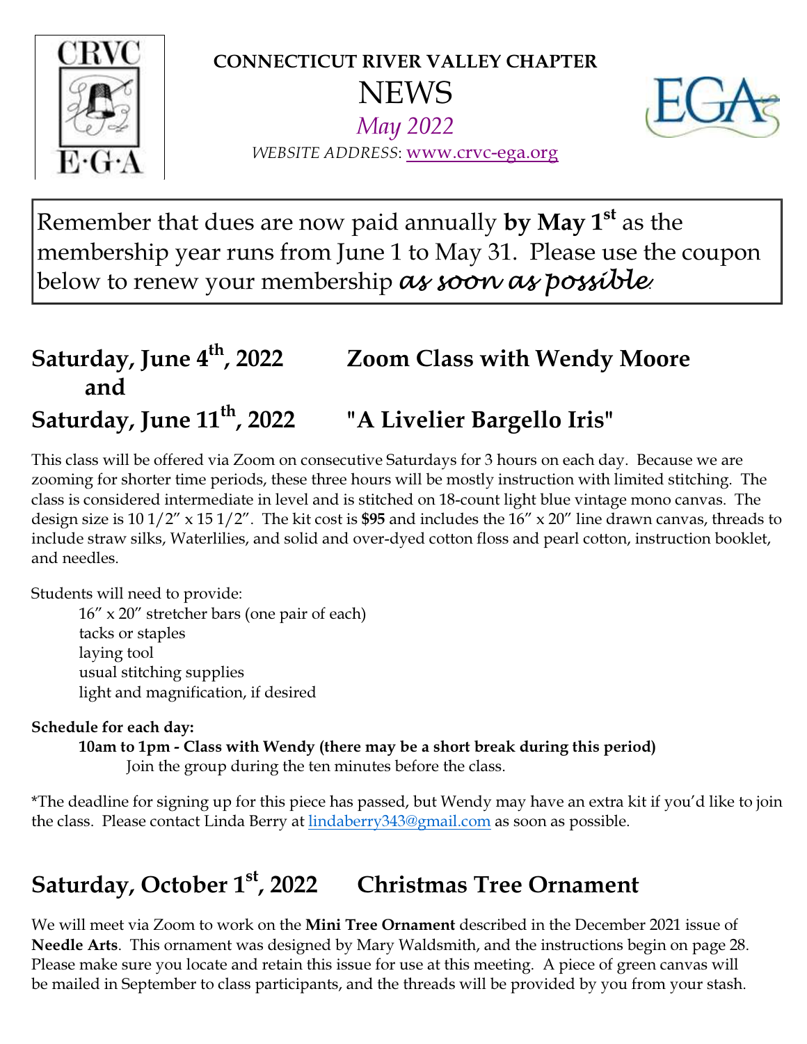# CONNECTICUT RIVER VALLEY CHAPTER

# NEWS

*May 2022*

*WEBSITE ADDRESS*: www.crvc-ega.org

Remember that dues are now paid annually **by May 1st** as the membership year runs from June 1 to May 31. Please use the coupon below to renew your membership *as soon as possible*.

## Saturday, June 4th, 2022 and Saturday, June 11th, 2022 — Zoom Class with Wendy Moore "A Livelier Bargello Iris"

This class will be offered via Zoom on consecutive Saturdays for 3 hours on each day. Because we are zooming for shorter time periods, these three hours will be mostly instruction with limited stitching. The class is considered intermediate in level and is stitched on 18-count light blue vintage mono canvas. The design size is 10 1/2″ x 15 1/2″. The kit cost is **$95** and includes the 16″ x 20″ line drawn canvas, threads to include straw silks, Waterlilies, and solid and over-dyed cotton floss and pearl cotton, instruction booklet, and needles.

Students will need to provide:

- 16″ x 20″ stretcher bars (one pair of each)
- tacks or staples
- laying tool
- usual stitching supplies
- light and magnification, if desired

**Schedule for each day:**

**10am to 1pm - Class with Wendy (there may be a short break during this period)**
Join the group during the ten minutes before the class.

*The deadline for signing up for this piece has passed, but Wendy may have an extra kit if you'd like to join the class. Please contact Linda Berry at lindaberry343@gmail.com as soon as possible.

## Saturday, October 1st, 2022 — Christmas Tree Ornament

We will meet via Zoom to work on the **Mini Tree Ornament** described in the December 2021 issue of **Needle Arts**. This ornament was designed by Mary Waldsmith, and the instructions begin on page 28. Please make sure you locate and retain this issue for use at this meeting. A piece of green canvas will be mailed in September to class participants, and the threads will be provided by you from your stash.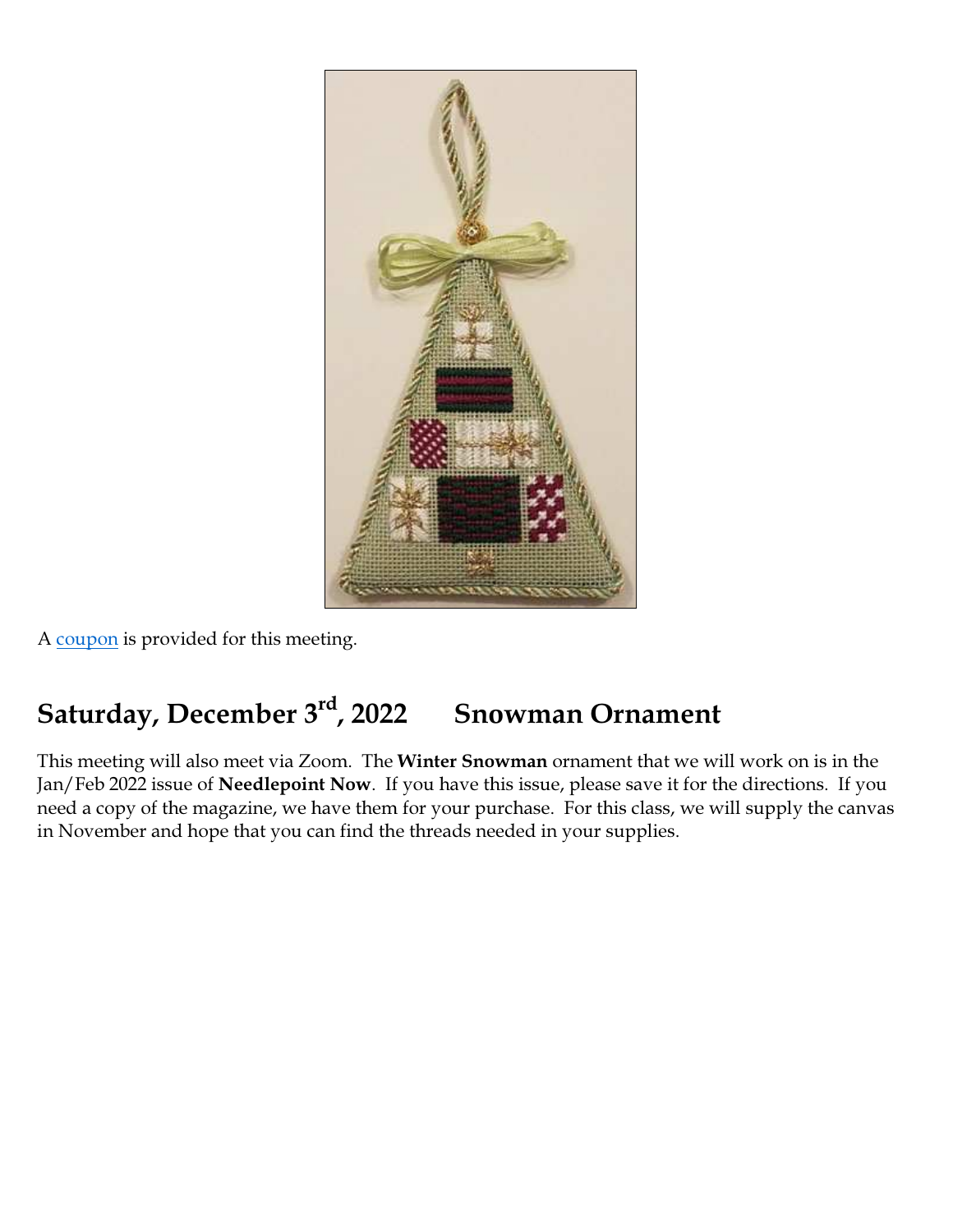A coupon is provided for this meeting.

## Saturday, December 3rd, 2022 Snowman Ornament

This meeting will also meet via Zoom. The **Winter Snowman** ornament that we will work on is in the Jan/Feb 2022 issue of **Needlepoint Now**. If you have this issue, please save it for the directions. If you need a copy of the magazine, we have them for your purchase. For this class, we will supply the canvas in November and hope that you can find the threads needed in your supplies.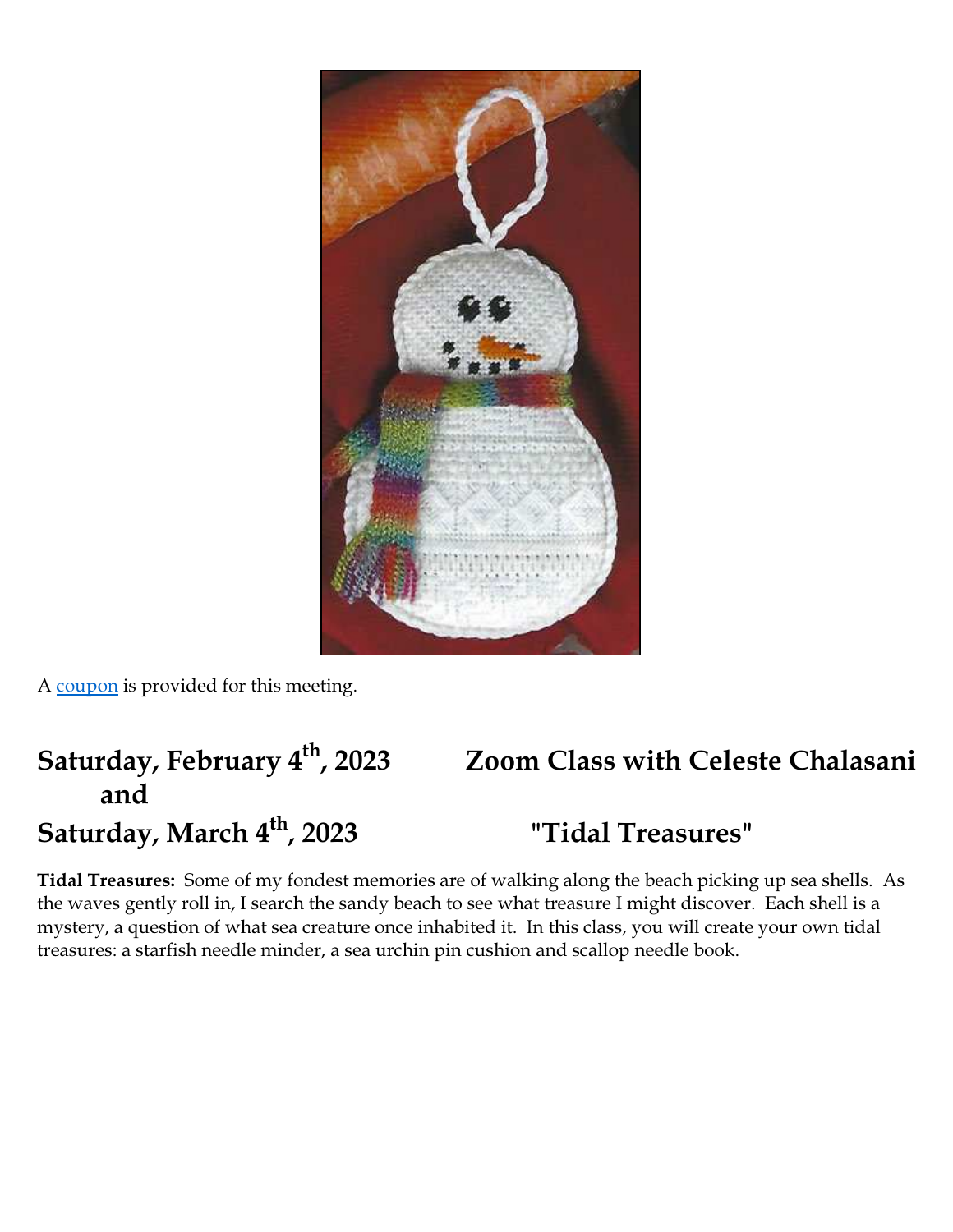A coupon is provided for this meeting.

## Saturday, February 4th, 2023 and Saturday, March 4th, 2023

## Zoom Class with Celeste Chalasani "Tidal Treasures"

**Tidal Treasures:** Some of my fondest memories are of walking along the beach picking up sea shells. As the waves gently roll in, I search the sandy beach to see what treasure I might discover. Each shell is a mystery, a question of what sea creature once inhabited it. In this class, you will create your own tidal treasures: a starfish needle minder, a sea urchin pin cushion and scallop needle book.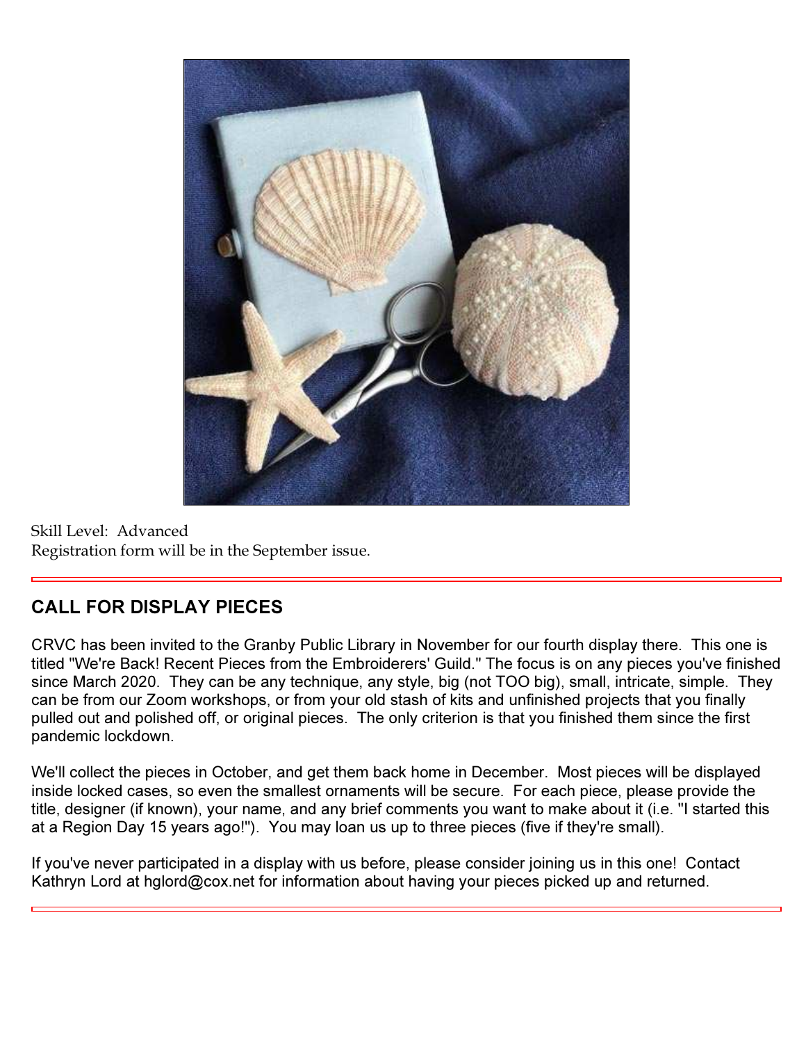Skill Level: Advanced
Registration form will be in the September issue.

---

## CALL FOR DISPLAY PIECES

CRVC has been invited to the Granby Public Library in November for our fourth display there. This one is titled "We're Back! Recent Pieces from the Embroiderers' Guild." The focus is on any pieces you've finished since March 2020. They can be any technique, any style, big (not TOO big), small, intricate, simple. They can be from our Zoom workshops, or from your old stash of kits and unfinished projects that you finally pulled out and polished off, or original pieces. The only criterion is that you finished them since the first pandemic lockdown.

We'll collect the pieces in October, and get them back home in December. Most pieces will be displayed inside locked cases, so even the smallest ornaments will be secure. For each piece, please provide the title, designer (if known), your name, and any brief comments you want to make about it (i.e. "I started this at a Region Day 15 years ago!"). You may loan us up to three pieces (five if they're small).

If you've never participated in a display with us before, please consider joining us in this one! Contact Kathryn Lord at hglord@cox.net for information about having your pieces picked up and returned.

---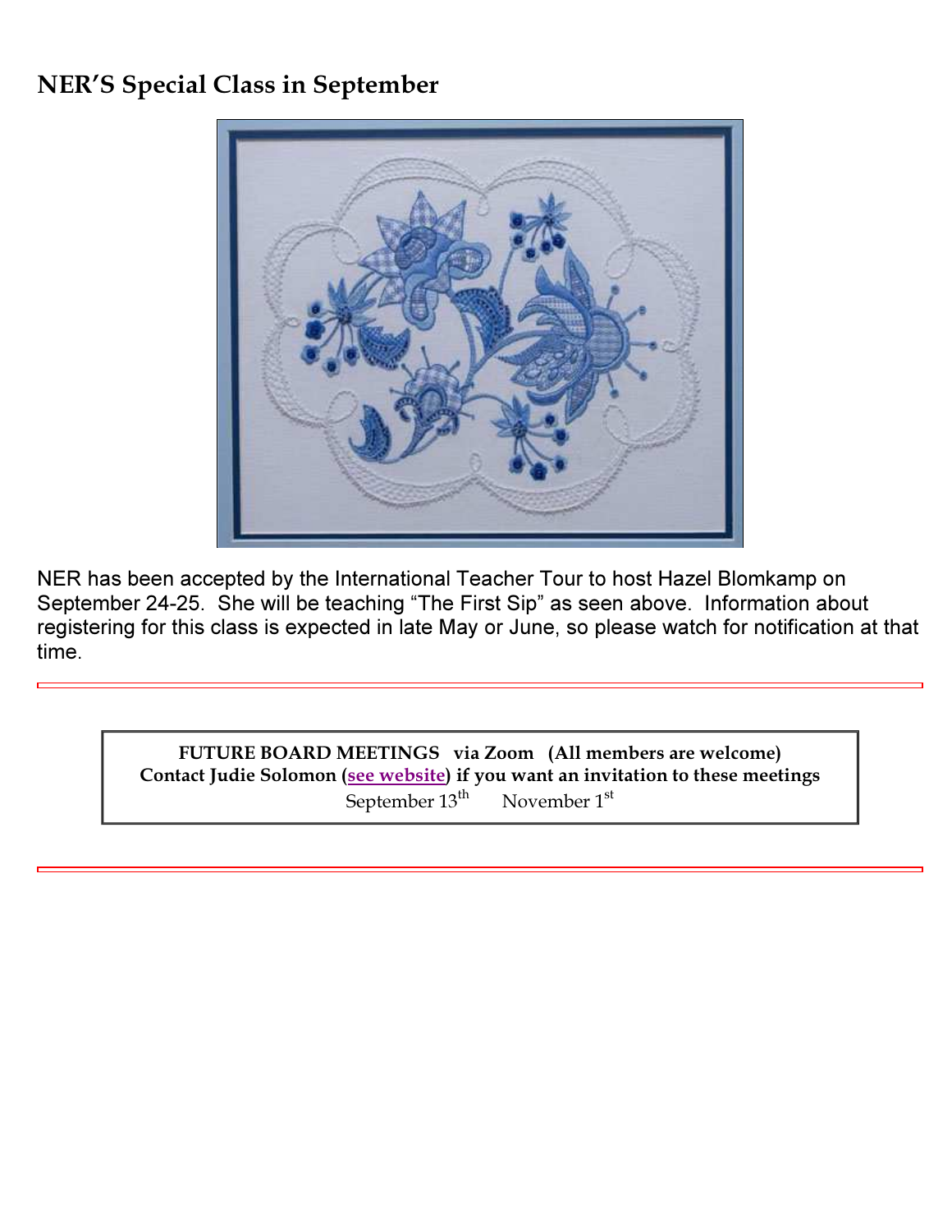## NER'S Special Class in September

NER has been accepted by the International Teacher Tour to host Hazel Blomkamp on September 24-25. She will be teaching "The First Sip" as seen above. Information about registering for this class is expected in late May or June, so please watch for notification at that time.

---

**FUTURE BOARD MEETINGS via Zoom (All members are welcome)**
**Contact Judie Solomon (see website) if you want an invitation to these meetings**
September 13th November 1st

---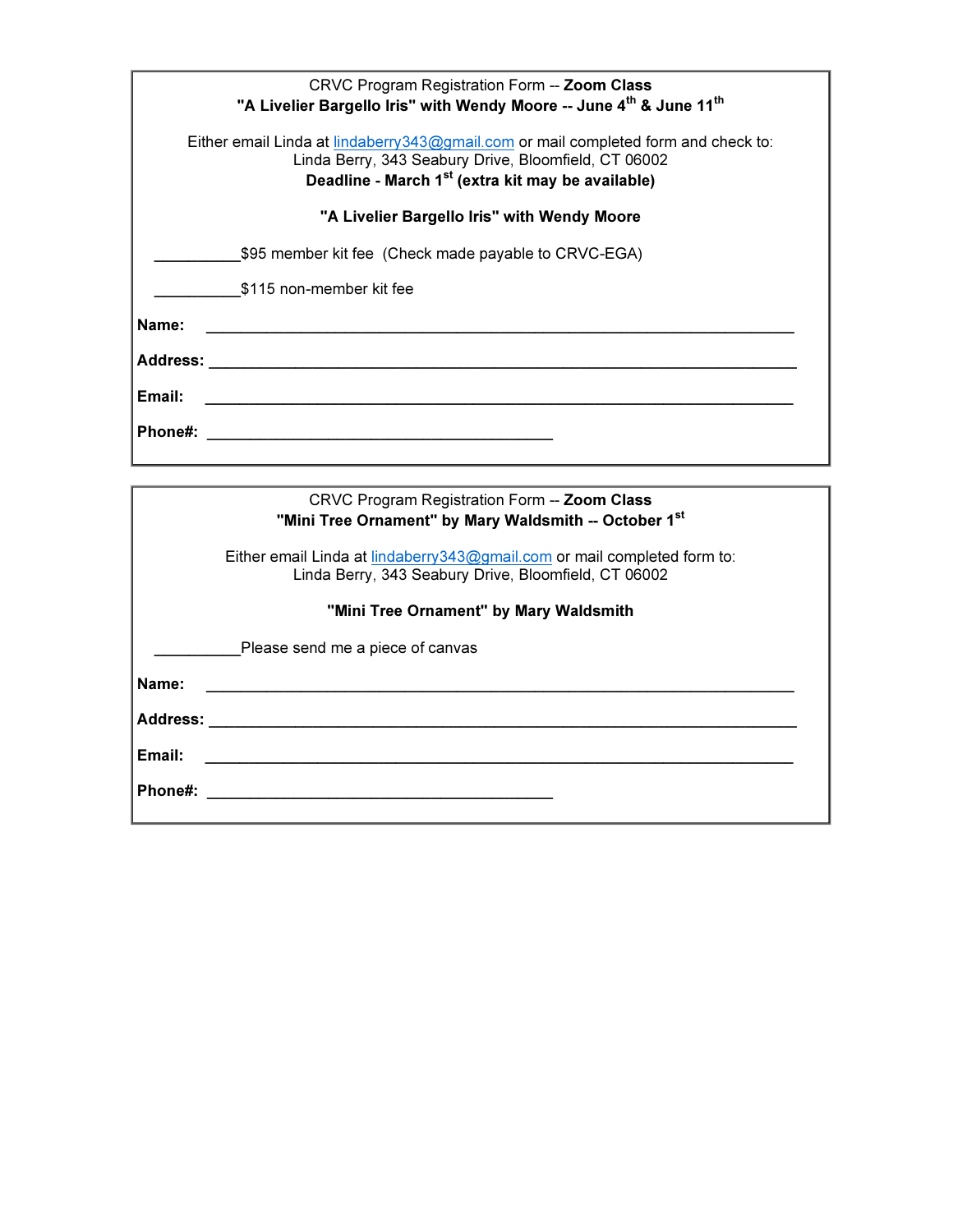CRVC Program Registration Form -- **Zoom Class**
**"A Livelier Bargello Iris" with Wendy Moore -- June 4th & June 11th**

Either email Linda at lindaberry343@gmail.com or mail completed form and check to:
Linda Berry, 343 Seabury Drive, Bloomfield, CT 06002
**Deadline - March 1st (extra kit may be available)**

**"A Livelier Bargello Iris" with Wendy Moore**

__________$95 member kit fee (Check made payable to CRVC-EGA)

__________$115 non-member kit fee

**Name:** ____________________________________________________________

**Address:** __________________________________________________________

**Email:** ____________________________________________________________

**Phone#:** ___________________________________

---

CRVC Program Registration Form -- **Zoom Class**
**"Mini Tree Ornament" by Mary Waldsmith -- October 1st**

Either email Linda at lindaberry343@gmail.com or mail completed form to:
Linda Berry, 343 Seabury Drive, Bloomfield, CT 06002

**"Mini Tree Ornament" by Mary Waldsmith**

__________Please send me a piece of canvas

**Name:** ____________________________________________________________

**Address:** __________________________________________________________

**Email:** ____________________________________________________________

**Phone#:** ___________________________________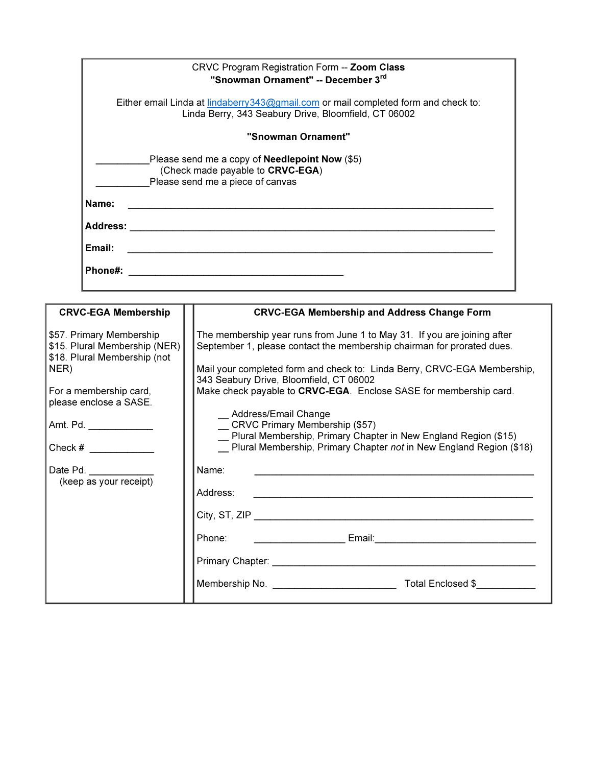CRVC Program Registration Form -- **Zoom Class**

**"Snowman Ornament" -- December 3rd**

Either email Linda at lindaberry343@gmail.com or mail completed form and check to:
Linda Berry, 343 Seabury Drive, Bloomfield, CT 06002

**"Snowman Ornament"**

__________Please send me a copy of **Needlepoint Now** ($5)
(Check made payable to **CRVC-EGA**)
__________Please send me a piece of canvas

**Name:** ____________________________________________

**Address:** ____________________________________________

**Email:** ____________________________________________

**Phone#:** ____________________________

---

**CRVC-EGA Membership**

$57. Primary Membership
$15. Plural Membership (NER)
$18. Plural Membership (not NER)

For a membership card, please enclose a SASE.

Amt. Pd. ____________

Check # ____________

Date Pd. ____________
(keep as your receipt)

---

**CRVC-EGA Membership and Address Change Form**

The membership year runs from June 1 to May 31. If you are joining after September 1, please contact the membership chairman for prorated dues.

Mail your completed form and check to: Linda Berry, CRVC-EGA Membership, 343 Seabury Drive, Bloomfield, CT 06002
Make check payable to **CRVC-EGA**. Enclose SASE for membership card.

__ Address/Email Change
__ CRVC Primary Membership ($57)
__ Plural Membership, Primary Chapter in New England Region ($15)
__ Plural Membership, Primary Chapter *not* in New England Region ($18)

Name: ____________________________________________

Address: ____________________________________________

City, ST, ZIP ____________________________________________

Phone: ________________ Email: ____________________________

Primary Chapter: ____________________________________________

Membership No. ______________________ Total Enclosed $___________